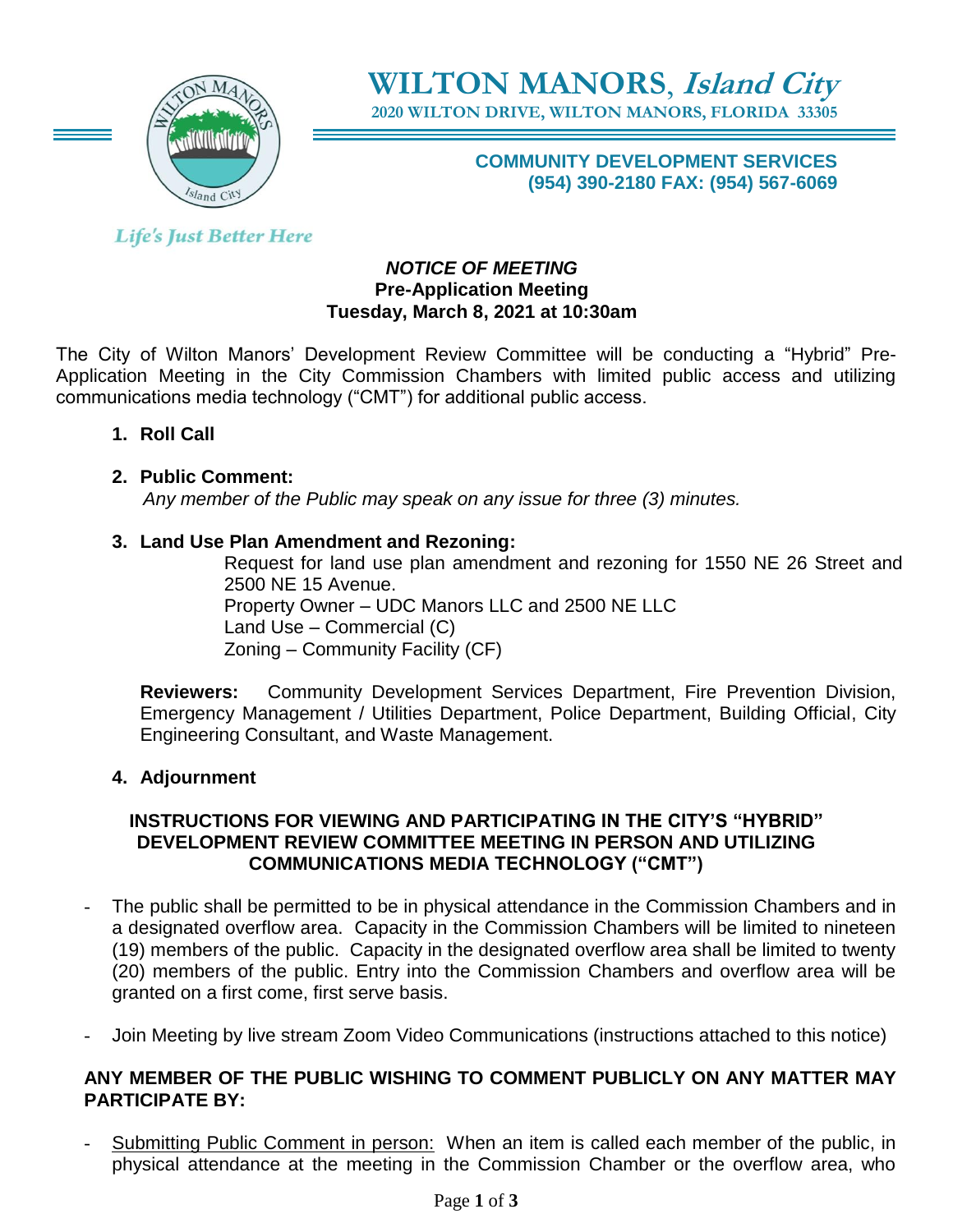# WILTON MANORS, *Island City*

**2020 WILTON DRIVE, WILTON MANORS, FLORIDA 33305**

**COMMUNITY DEVELOPMENT SERVICES**
**(954) 390-2180 FAX: (954) 567-6069**

*Life's Just Better Here*

***NOTICE OF MEETING***
**Pre-Application Meeting**
**Tuesday, March 8, 2021 at 10:30am**

The City of Wilton Manors' Development Review Committee will be conducting a "Hybrid" Pre-Application Meeting in the City Commission Chambers with limited public access and utilizing communications media technology ("CMT") for additional public access.

1. **Roll Call**

2. **Public Comment:**
   *Any member of the Public may speak on any issue for three (3) minutes.*

3. **Land Use Plan Amendment and Rezoning:**
   Request for land use plan amendment and rezoning for 1550 NE 26 Street and 2500 NE 15 Avenue.
   Property Owner – UDC Manors LLC and 2500 NE LLC
   Land Use – Commercial (C)
   Zoning – Community Facility (CF)

   **Reviewers:** Community Development Services Department, Fire Prevention Division, Emergency Management / Utilities Department, Police Department, Building Official, City Engineering Consultant, and Waste Management.

4. **Adjournment**

**INSTRUCTIONS FOR VIEWING AND PARTICIPATING IN THE CITY'S "HYBRID" DEVELOPMENT REVIEW COMMITTEE MEETING IN PERSON AND UTILIZING COMMUNICATIONS MEDIA TECHNOLOGY ("CMT")**

- The public shall be permitted to be in physical attendance in the Commission Chambers and in a designated overflow area. Capacity in the Commission Chambers will be limited to nineteen (19) members of the public. Capacity in the designated overflow area shall be limited to twenty (20) members of the public. Entry into the Commission Chambers and overflow area will be granted on a first come, first serve basis.
- Join Meeting by live stream Zoom Video Communications (instructions attached to this notice)

**ANY MEMBER OF THE PUBLIC WISHING TO COMMENT PUBLICLY ON ANY MATTER MAY PARTICIPATE BY:**

- Submitting Public Comment in person: When an item is called each member of the public, in physical attendance at the meeting in the Commission Chamber or the overflow area, who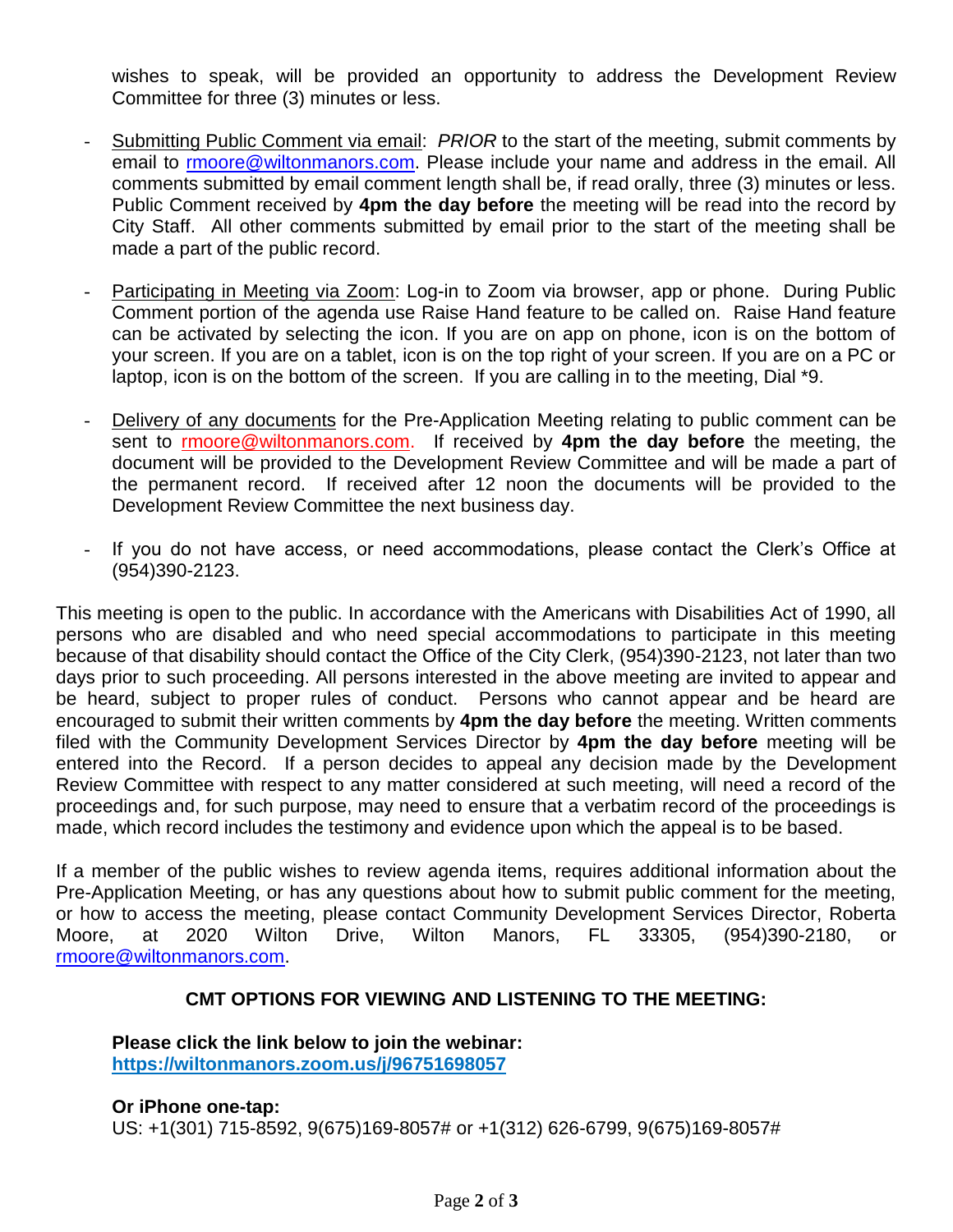wishes to speak, will be provided an opportunity to address the Development Review Committee for three (3) minutes or less.

- Submitting Public Comment via email: *PRIOR* to the start of the meeting, submit comments by email to rmoore@wiltonmanors.com. Please include your name and address in the email. All comments submitted by email comment length shall be, if read orally, three (3) minutes or less. Public Comment received by **4pm the day before** the meeting will be read into the record by City Staff. All other comments submitted by email prior to the start of the meeting shall be made a part of the public record.

- Participating in Meeting via Zoom: Log-in to Zoom via browser, app or phone. During Public Comment portion of the agenda use Raise Hand feature to be called on. Raise Hand feature can be activated by selecting the icon. If you are on app on phone, icon is on the bottom of your screen. If you are on a tablet, icon is on the top right of your screen. If you are on a PC or laptop, icon is on the bottom of the screen. If you are calling in to the meeting, Dial *9.

- Delivery of any documents for the Pre-Application Meeting relating to public comment can be sent to rmoore@wiltonmanors.com. If received by **4pm the day before** the meeting, the document will be provided to the Development Review Committee and will be made a part of the permanent record. If received after 12 noon the documents will be provided to the Development Review Committee the next business day.

- If you do not have access, or need accommodations, please contact the Clerk's Office at (954)390-2123.

This meeting is open to the public. In accordance with the Americans with Disabilities Act of 1990, all persons who are disabled and who need special accommodations to participate in this meeting because of that disability should contact the Office of the City Clerk, (954)390-2123, not later than two days prior to such proceeding. All persons interested in the above meeting are invited to appear and be heard, subject to proper rules of conduct. Persons who cannot appear and be heard are encouraged to submit their written comments by **4pm the day before** the meeting. Written comments filed with the Community Development Services Director by **4pm the day before** meeting will be entered into the Record. If a person decides to appeal any decision made by the Development Review Committee with respect to any matter considered at such meeting, will need a record of the proceedings and, for such purpose, may need to ensure that a verbatim record of the proceedings is made, which record includes the testimony and evidence upon which the appeal is to be based.

If a member of the public wishes to review agenda items, requires additional information about the Pre-Application Meeting, or has any questions about how to submit public comment for the meeting, or how to access the meeting, please contact Community Development Services Director, Roberta Moore, at 2020 Wilton Drive, Wilton Manors, FL 33305, (954)390-2180, or rmoore@wiltonmanors.com.

**CMT OPTIONS FOR VIEWING AND LISTENING TO THE MEETING:**

**Please click the link below to join the webinar:**
**https://wiltonmanors.zoom.us/j/96751698057**

**Or iPhone one-tap:**
US: +1(301) 715-8592, 9(675)169-8057# or +1(312) 626-6799, 9(675)169-8057#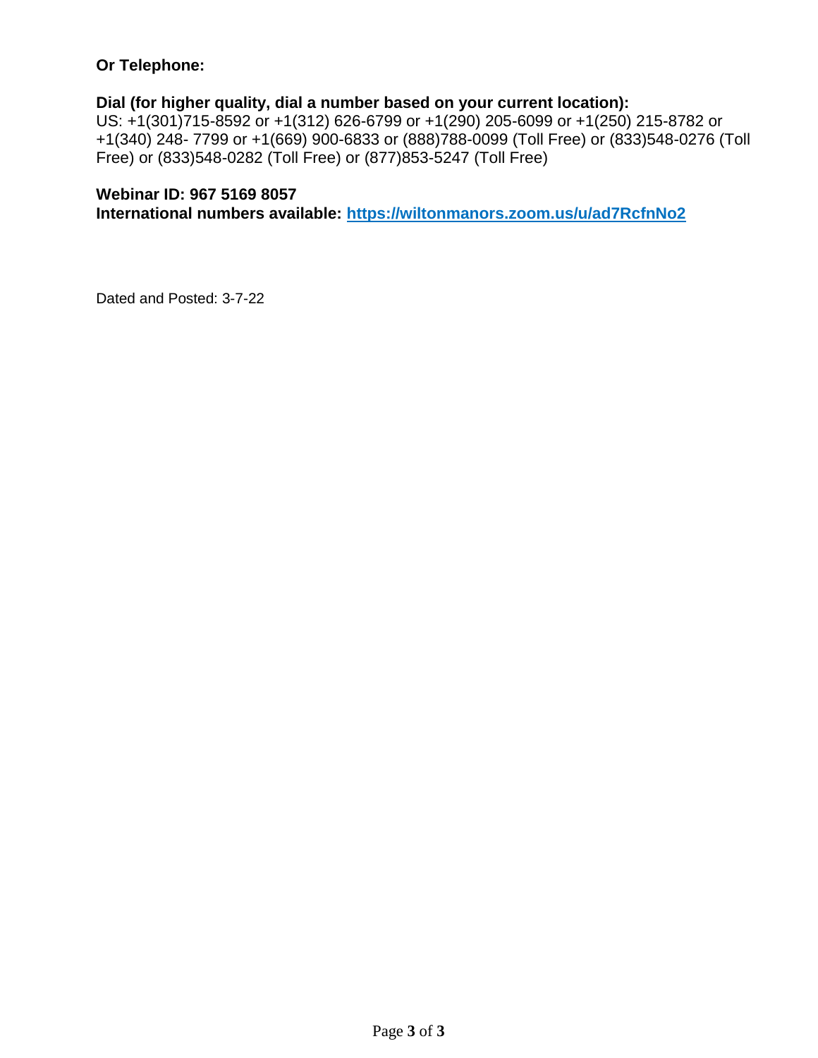**Or Telephone:**

**Dial (for higher quality, dial a number based on your current location):**
US: +1(301)715-8592 or +1(312) 626-6799 or +1(290) 205-6099 or +1(250) 215-8782 or +1(340) 248- 7799 or +1(669) 900-6833 or (888)788-0099 (Toll Free) or (833)548-0276 (Toll Free) or (833)548-0282 (Toll Free) or (877)853-5247 (Toll Free)

**Webinar ID: 967 5169 8057**
**International numbers available: [https://wiltonmanors.zoom.us/u/ad7RcfnNo2](https://wiltonmanors.zoom.us/u/ad7RcfnNo2)**

Dated and Posted: 3-7-22